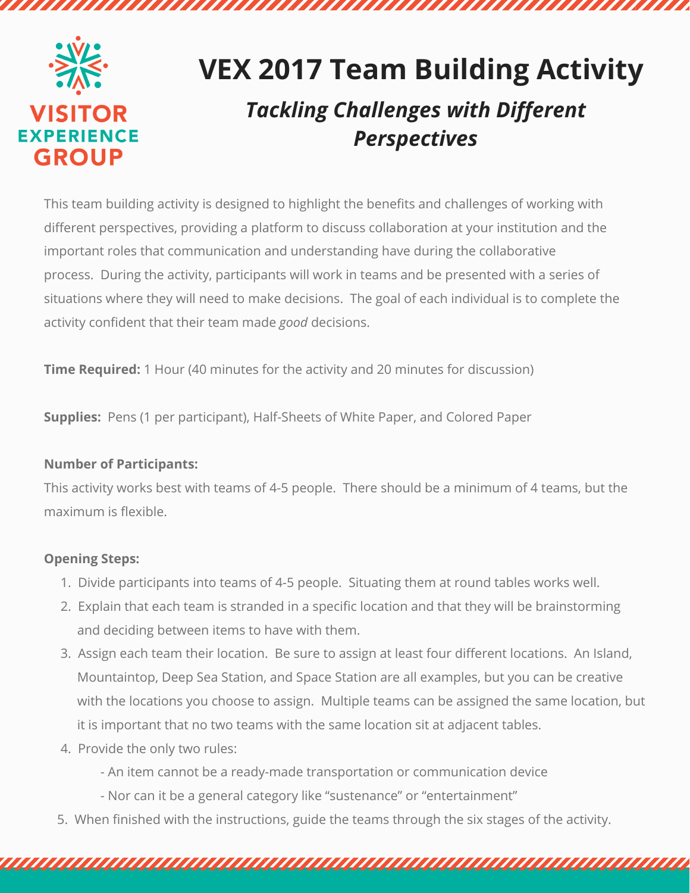VISITOR EXPERIENCE GROUP

# VEX 2017 Team Building Activity

## *Tackling Challenges with Different Perspectives*

This team building activity is designed to highlight the benefits and challenges of working with different perspectives, providing a platform to discuss collaboration at your institution and the important roles that communication and understanding have during the collaborative process. During the activity, participants will work in teams and be presented with a series of situations where they will need to make decisions. The goal of each individual is to complete the activity confident that their team made *good* decisions.

**Time Required:** 1 Hour (40 minutes for the activity and 20 minutes for discussion)

**Supplies:** Pens (1 per participant), Half-Sheets of White Paper, and Colored Paper

**Number of Participants:**

This activity works best with teams of 4-5 people. There should be a minimum of 4 teams, but the maximum is flexible.

**Opening Steps:**

1. Divide participants into teams of 4-5 people. Situating them at round tables works well.
2. Explain that each team is stranded in a specific location and that they will be brainstorming and deciding between items to have with them.
3. Assign each team their location. Be sure to assign at least four different locations. An Island, Mountaintop, Deep Sea Station, and Space Station are all examples, but you can be creative with the locations you choose to assign. Multiple teams can be assigned the same location, but it is important that no two teams with the same location sit at adjacent tables.
4. Provide the only two rules:
   - An item cannot be a ready-made transportation or communication device
   - Nor can it be a general category like "sustenance" or "entertainment"
5. When finished with the instructions, guide the teams through the six stages of the activity.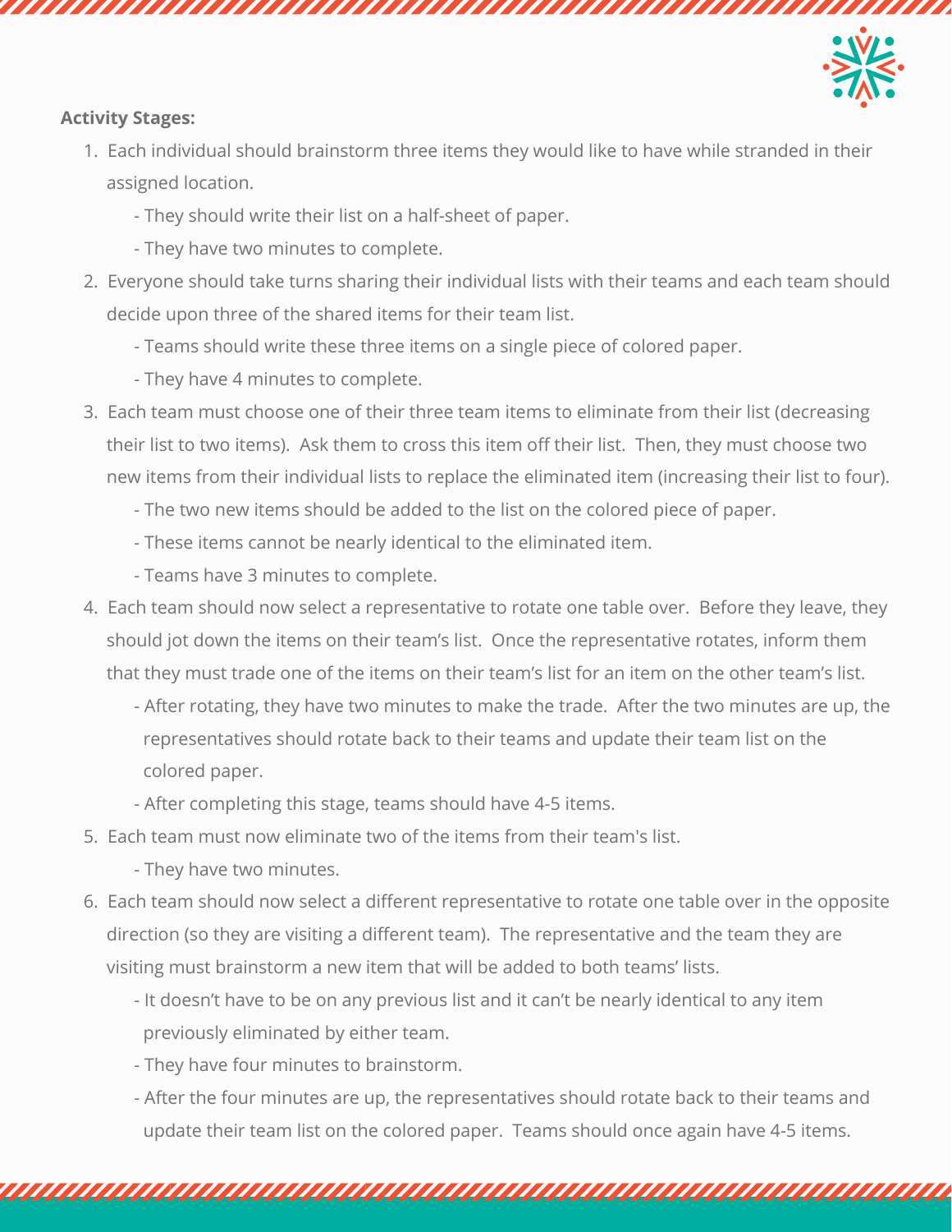**Activity Stages:**

1. Each individual should brainstorm three items they would like to have while stranded in their assigned location.
   - They should write their list on a half-sheet of paper.
   - They have two minutes to complete.
2. Everyone should take turns sharing their individual lists with their teams and each team should decide upon three of the shared items for their team list.
   - Teams should write these three items on a single piece of colored paper.
   - They have 4 minutes to complete.
3. Each team must choose one of their three team items to eliminate from their list (decreasing their list to two items). Ask them to cross this item off their list. Then, they must choose two new items from their individual lists to replace the eliminated item (increasing their list to four).
   - The two new items should be added to the list on the colored piece of paper.
   - These items cannot be nearly identical to the eliminated item.
   - Teams have 3 minutes to complete.
4. Each team should now select a representative to rotate one table over. Before they leave, they should jot down the items on their team's list. Once the representative rotates, inform them that they must trade one of the items on their team's list for an item on the other team's list.
   - After rotating, they have two minutes to make the trade. After the two minutes are up, the representatives should rotate back to their teams and update their team list on the colored paper.
   - After completing this stage, teams should have 4-5 items.
5. Each team must now eliminate two of the items from their team's list.
   - They have two minutes.
6. Each team should now select a different representative to rotate one table over in the opposite direction (so they are visiting a different team). The representative and the team they are visiting must brainstorm a new item that will be added to both teams' lists.
   - It doesn't have to be on any previous list and it can't be nearly identical to any item previously eliminated by either team.
   - They have four minutes to brainstorm.
   - After the four minutes are up, the representatives should rotate back to their teams and update their team list on the colored paper. Teams should once again have 4-5 items.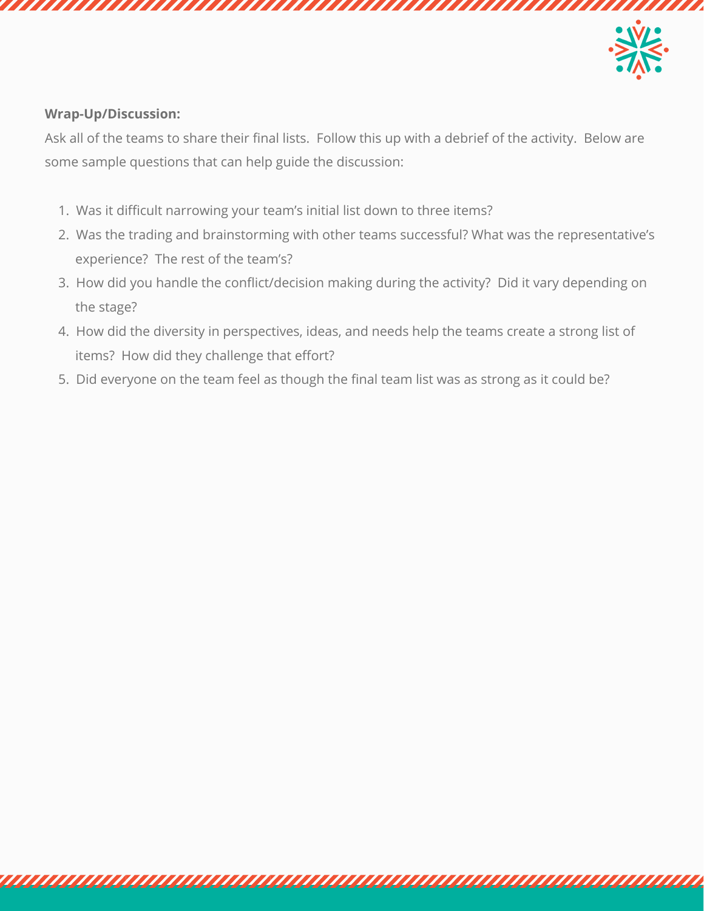**Wrap-Up/Discussion:**

Ask all of the teams to share their final lists. Follow this up with a debrief of the activity. Below are some sample questions that can help guide the discussion:

1. Was it difficult narrowing your team's initial list down to three items?
2. Was the trading and brainstorming with other teams successful? What was the representative's experience? The rest of the team's?
3. How did you handle the conflict/decision making during the activity? Did it vary depending on the stage?
4. How did the diversity in perspectives, ideas, and needs help the teams create a strong list of items? How did they challenge that effort?
5. Did everyone on the team feel as though the final team list was as strong as it could be?